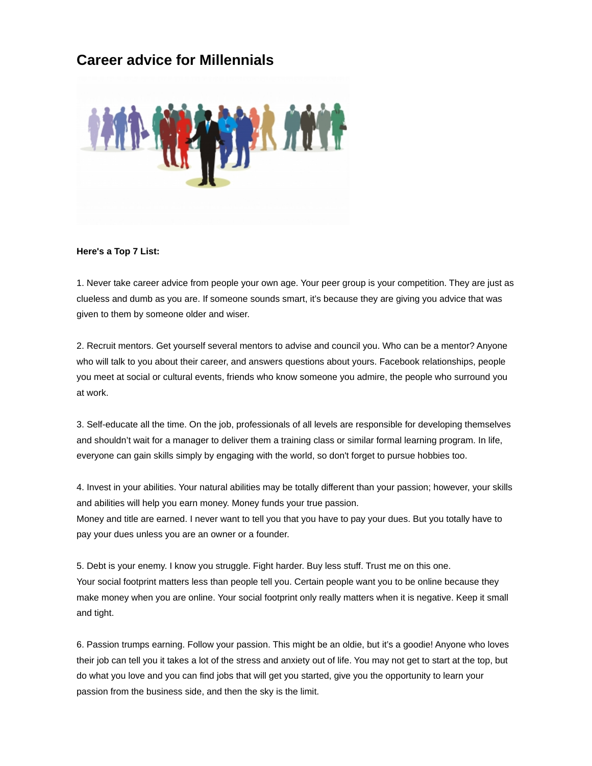# Career advice for Millennials

**Here's a Top 7 List:**

1. Never take career advice from people your own age. Your peer group is your competition. They are just as clueless and dumb as you are. If someone sounds smart, it's because they are giving you advice that was given to them by someone older and wiser.

2. Recruit mentors. Get yourself several mentors to advise and council you. Who can be a mentor? Anyone who will talk to you about their career, and answers questions about yours. Facebook relationships, people you meet at social or cultural events, friends who know someone you admire, the people who surround you at work.

3. Self-educate all the time. On the job, professionals of all levels are responsible for developing themselves and shouldn't wait for a manager to deliver them a training class or similar formal learning program. In life, everyone can gain skills simply by engaging with the world, so don't forget to pursue hobbies too.

4. Invest in your abilities. Your natural abilities may be totally different than your passion; however, your skills and abilities will help you earn money. Money funds your true passion.
Money and title are earned. I never want to tell you that you have to pay your dues. But you totally have to pay your dues unless you are an owner or a founder.

5. Debt is your enemy. I know you struggle. Fight harder. Buy less stuff. Trust me on this one.
Your social footprint matters less than people tell you. Certain people want you to be online because they make money when you are online. Your social footprint only really matters when it is negative. Keep it small and tight.

6. Passion trumps earning. Follow your passion. This might be an oldie, but it's a goodie! Anyone who loves their job can tell you it takes a lot of the stress and anxiety out of life. You may not get to start at the top, but do what you love and you can find jobs that will get you started, give you the opportunity to learn your passion from the business side, and then the sky is the limit.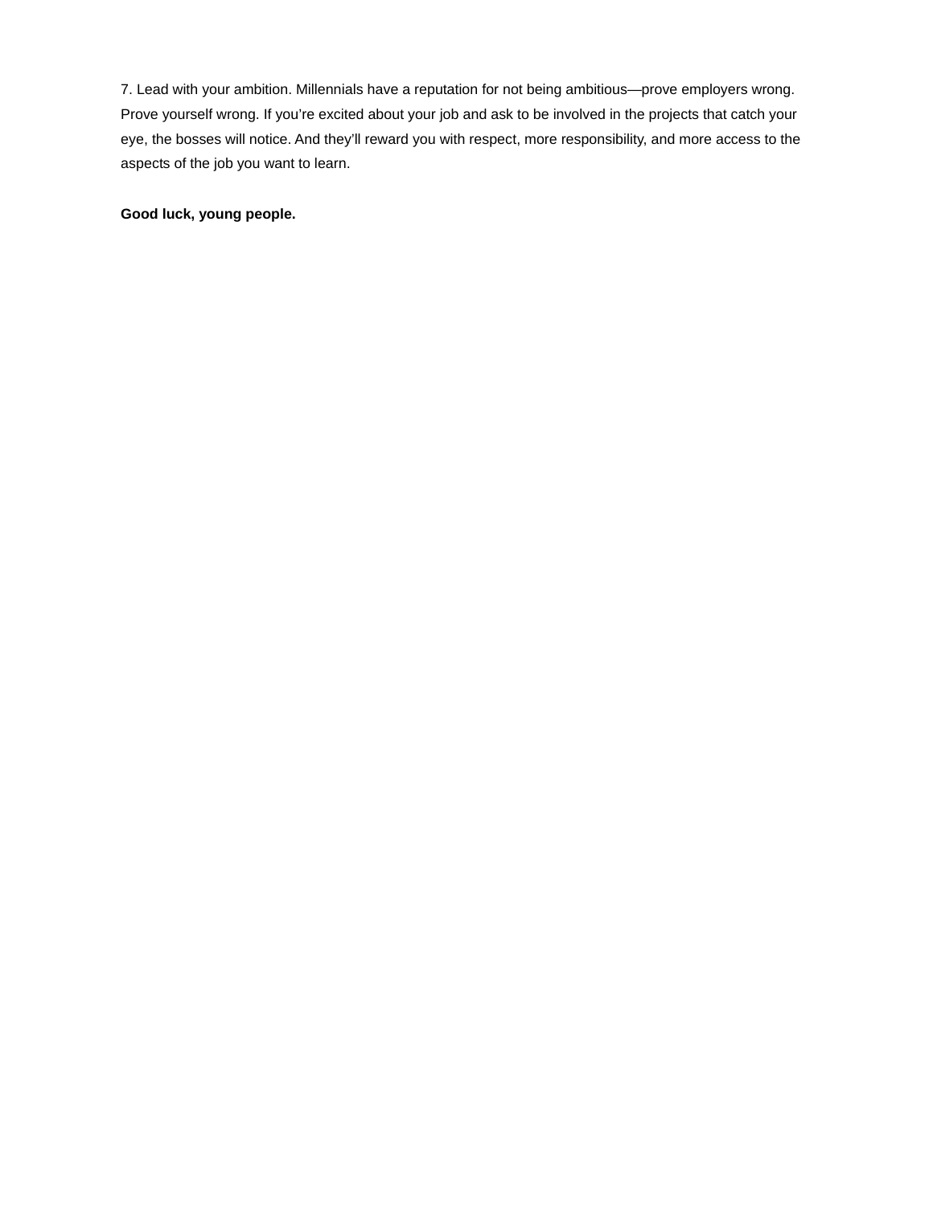7. Lead with your ambition. Millennials have a reputation for not being ambitious—prove employers wrong. Prove yourself wrong. If you’re excited about your job and ask to be involved in the projects that catch your eye, the bosses will notice. And they’ll reward you with respect, more responsibility, and more access to the aspects of the job you want to learn.

**Good luck, young people.**